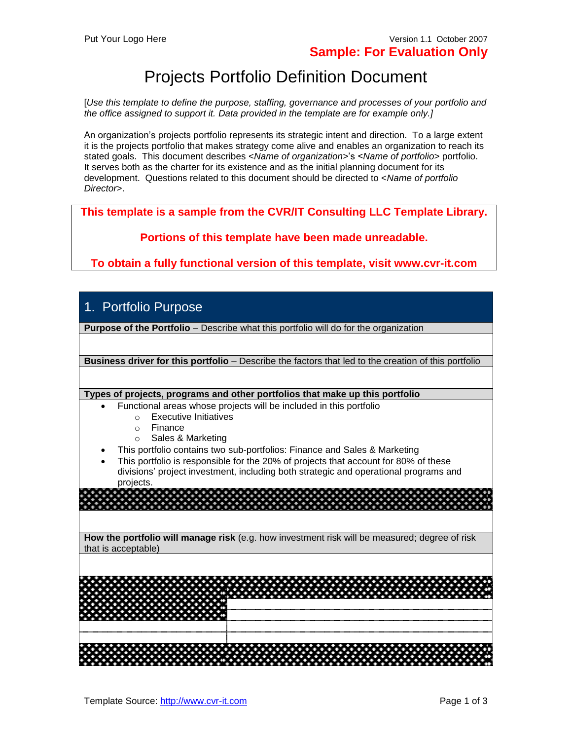Put Your Logo Here

Version 1.1 October 2007

**Sample: For Evaluation Only**

# Projects Portfolio Definition Document

[*Use this template to define the purpose, staffing, governance and processes of your portfolio and the office assigned to support it. Data provided in the template are for example only.*]

An organization's projects portfolio represents its strategic intent and direction. To a large extent it is the projects portfolio that makes strategy come alive and enables an organization to reach its stated goals. This document describes <*Name of organization*>'s <*Name of portfolio*> portfolio. It serves both as the charter for its existence and as the initial planning document for its development. Questions related to this document should be directed to <*Name of portfolio Director*>.

**This template is a sample from the CVR/IT Consulting LLC Template Library.**

**Portions of this template have been made unreadable.**

**To obtain a fully functional version of this template, visit www.cvr-it.com**

## 1. Portfolio Purpose

**Purpose of the Portfolio** – Describe what this portfolio will do for the organization

**Business driver for this portfolio** – Describe the factors that led to the creation of this portfolio

**Types of projects, programs and other portfolios that make up this portfolio**

- Functional areas whose projects will be included in this portfolio
  - Executive Initiatives
  - Finance
  - Sales & Marketing
- This portfolio contains two sub-portfolios: Finance and Sales & Marketing
- This portfolio is responsible for the 20% of projects that account for 80% of these divisions' project investment, including both strategic and operational programs and projects.

**How the portfolio will manage risk** (e.g. how investment risk will be measured; degree of risk that is acceptable)

| | |
|---|---|
| | |
| | |
| | |
| | |
| | |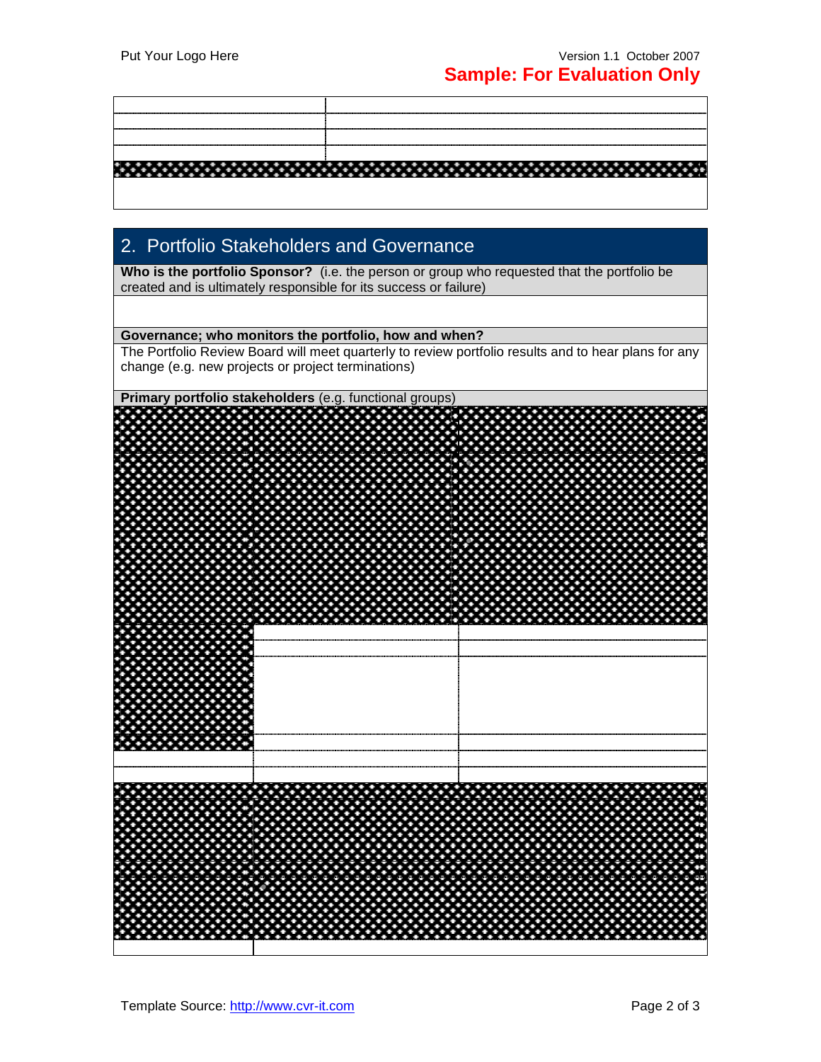## 2. Portfolio Stakeholders and Governance

**Who is the portfolio Sponsor?** (i.e. the person or group who requested that the portfolio be created and is ultimately responsible for its success or failure)

**Governance; who monitors the portfolio, how and when?**

The Portfolio Review Board will meet quarterly to review portfolio results and to hear plans for any change (e.g. new projects or project terminations)

**Primary portfolio stakeholders** (e.g. functional groups)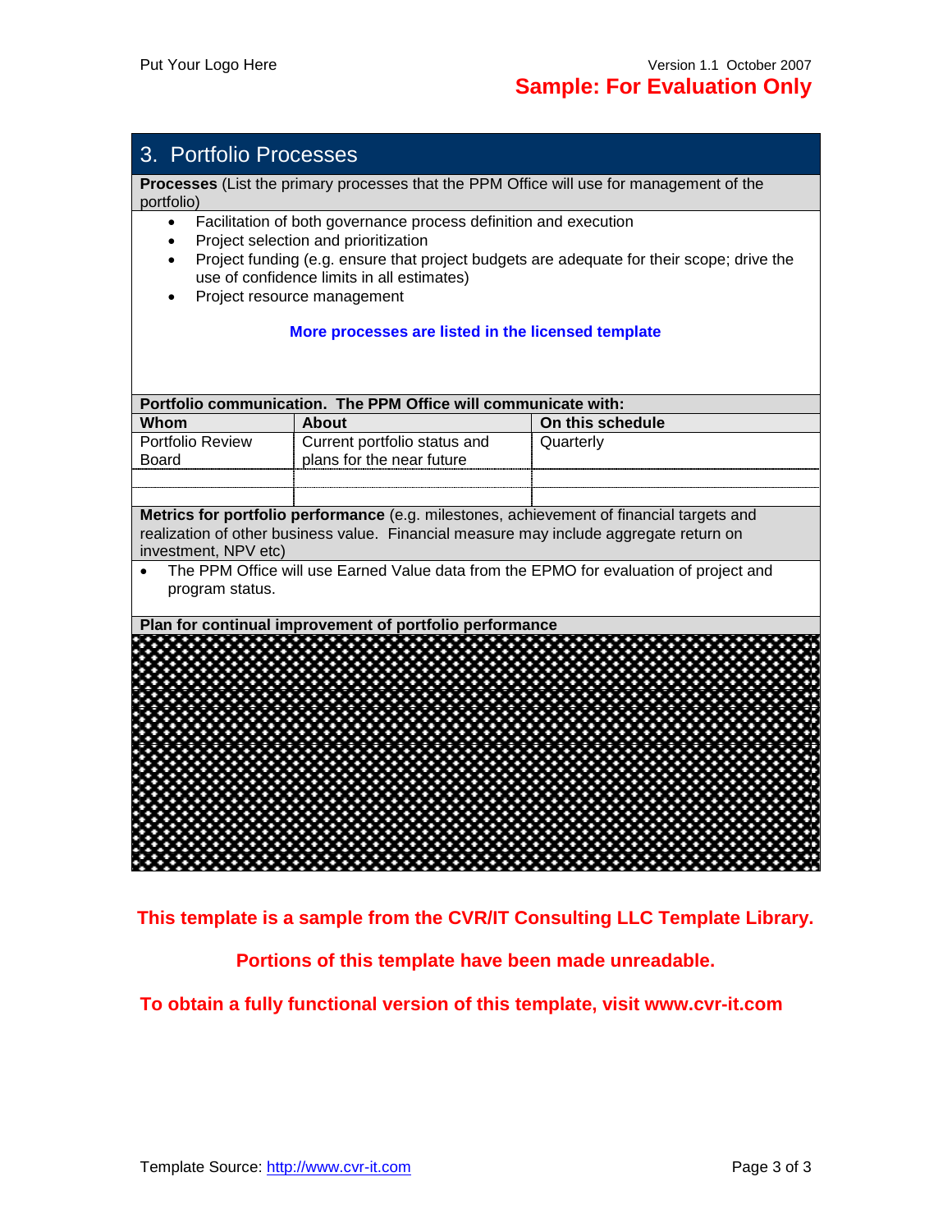## 3. Portfolio Processes

**Processes** (List the primary processes that the PPM Office will use for management of the portfolio)

- Facilitation of both governance process definition and execution
- Project selection and prioritization
- Project funding (e.g. ensure that project budgets are adequate for their scope; drive the use of confidence limits in all estimates)
- Project resource management

**More processes are listed in the licensed template**

**Portfolio communication. The PPM Office will communicate with:**

| Whom | About | On this schedule |
|---|---|---|
| Portfolio Review Board | Current portfolio status and plans for the near future | Quarterly |
| | | |
| | | |

**Metrics for portfolio performance** (e.g. milestones, achievement of financial targets and realization of other business value. Financial measure may include aggregate return on investment, NPV etc)

- The PPM Office will use Earned Value data from the EPMO for evaluation of project and program status.

**Plan for continual improvement of portfolio performance**

**This template is a sample from the CVR/IT Consulting LLC Template Library.**

**Portions of this template have been made unreadable.**

**To obtain a fully functional version of this template, visit www.cvr-it.com**